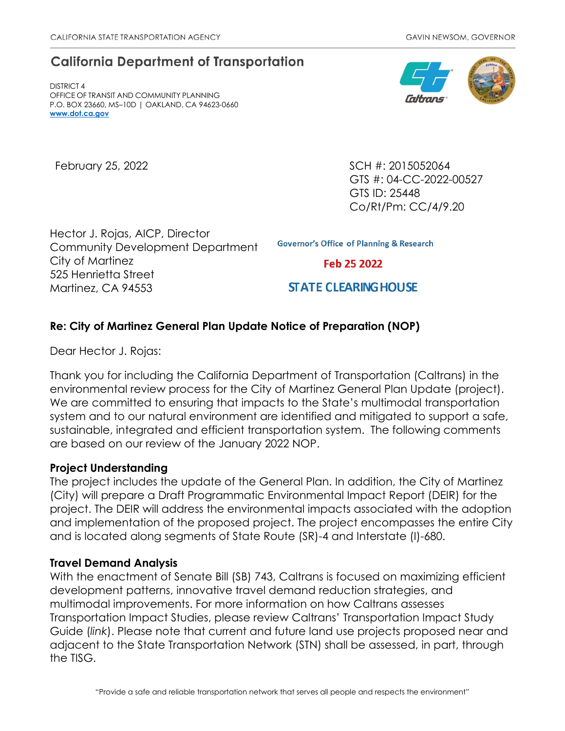CALIFORNIA STATE TRANSPORTATION AGENCY GAVIN NEWSOM, GOVERNOR

## California Department of Transportation

DISTRICT 4
OFFICE OF TRANSIT AND COMMUNITY PLANNING
P.O. BOX 23660, MS–10D | OAKLAND, CA 94623-0660
www.dot.ca.gov

February 25, 2022

SCH #: 2015052064
GTS #: 04-CC-2022-00527
GTS ID: 25448
Co/Rt/Pm: CC/4/9.20

Hector J. Rojas, AICP, Director
Community Development Department
City of Martinez
525 Henrietta Street
Martinez, CA 94553

Governor's Office of Planning & Research
Feb 25 2022
STATE CLEARING HOUSE

**Re: City of Martinez General Plan Update Notice of Preparation (NOP)**

Dear Hector J. Rojas:

Thank you for including the California Department of Transportation (Caltrans) in the environmental review process for the City of Martinez General Plan Update (project). We are committed to ensuring that impacts to the State's multimodal transportation system and to our natural environment are identified and mitigated to support a safe, sustainable, integrated and efficient transportation system. The following comments are based on our review of the January 2022 NOP.

**Project Understanding**

The project includes the update of the General Plan. In addition, the City of Martinez (City) will prepare a Draft Programmatic Environmental Impact Report (DEIR) for the project. The DEIR will address the environmental impacts associated with the adoption and implementation of the proposed project. The project encompasses the entire City and is located along segments of State Route (SR)-4 and Interstate (I)-680.

**Travel Demand Analysis**

With the enactment of Senate Bill (SB) 743, Caltrans is focused on maximizing efficient development patterns, innovative travel demand reduction strategies, and multimodal improvements. For more information on how Caltrans assesses Transportation Impact Studies, please review Caltrans' Transportation Impact Study Guide (*link*). Please note that current and future land use projects proposed near and adjacent to the State Transportation Network (STN) shall be assessed, in part, through the TISG.

"Provide a safe and reliable transportation network that serves all people and respects the environment"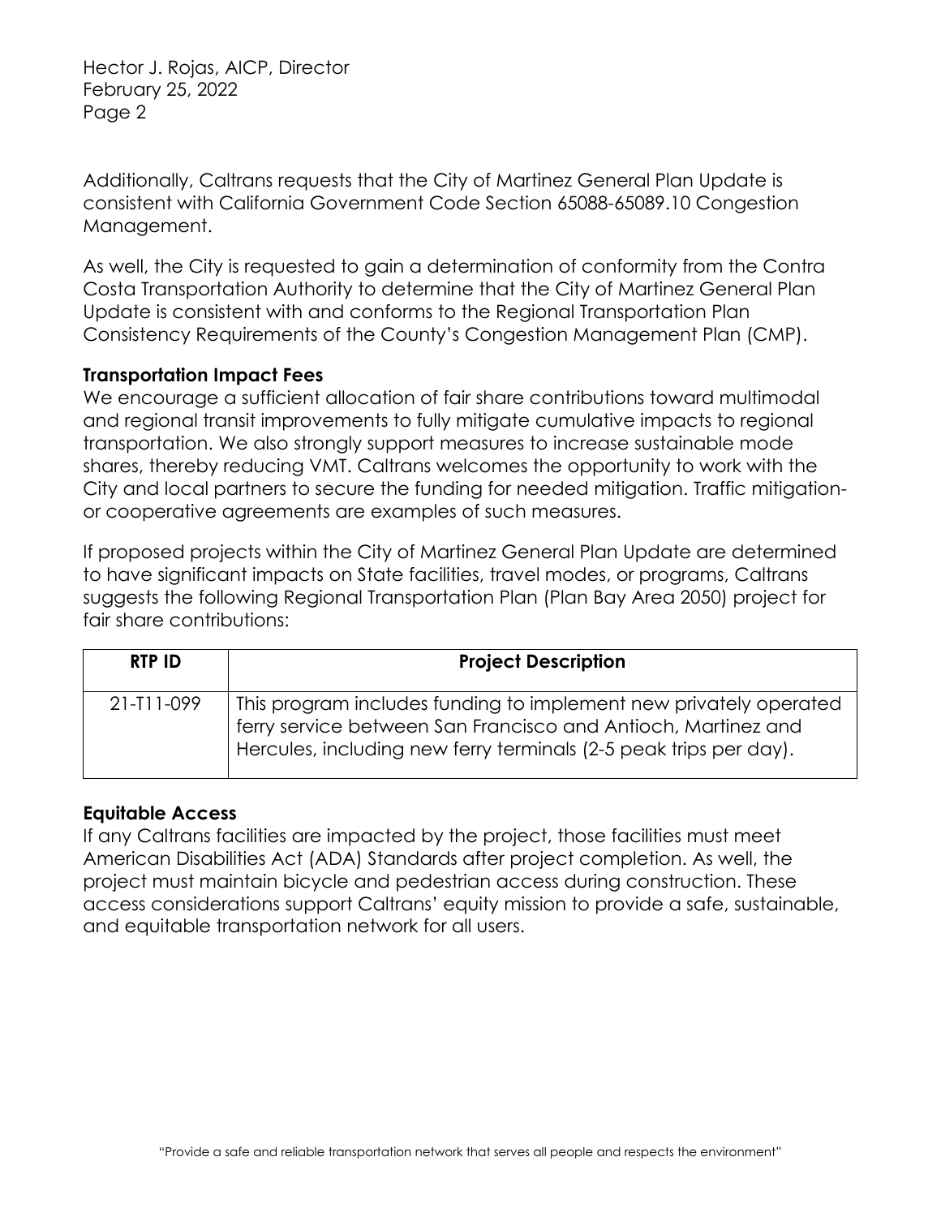Additionally, Caltrans requests that the City of Martinez General Plan Update is consistent with California Government Code Section 65088-65089.10 Congestion Management.

As well, the City is requested to gain a determination of conformity from the Contra Costa Transportation Authority to determine that the City of Martinez General Plan Update is consistent with and conforms to the Regional Transportation Plan Consistency Requirements of the County's Congestion Management Plan (CMP).

**Transportation Impact Fees**

We encourage a sufficient allocation of fair share contributions toward multimodal and regional transit improvements to fully mitigate cumulative impacts to regional transportation. We also strongly support measures to increase sustainable mode shares, thereby reducing VMT. Caltrans welcomes the opportunity to work with the City and local partners to secure the funding for needed mitigation. Traffic mitigation- or cooperative agreements are examples of such measures.

If proposed projects within the City of Martinez General Plan Update are determined to have significant impacts on State facilities, travel modes, or programs, Caltrans suggests the following Regional Transportation Plan (Plan Bay Area 2050) project for fair share contributions:

| RTP ID | Project Description |
|---|---|
| 21-T11-099 | This program includes funding to implement new privately operated ferry service between San Francisco and Antioch, Martinez and Hercules, including new ferry terminals (2-5 peak trips per day). |

**Equitable Access**

If any Caltrans facilities are impacted by the project, those facilities must meet American Disabilities Act (ADA) Standards after project completion. As well, the project must maintain bicycle and pedestrian access during construction. These access considerations support Caltrans' equity mission to provide a safe, sustainable, and equitable transportation network for all users.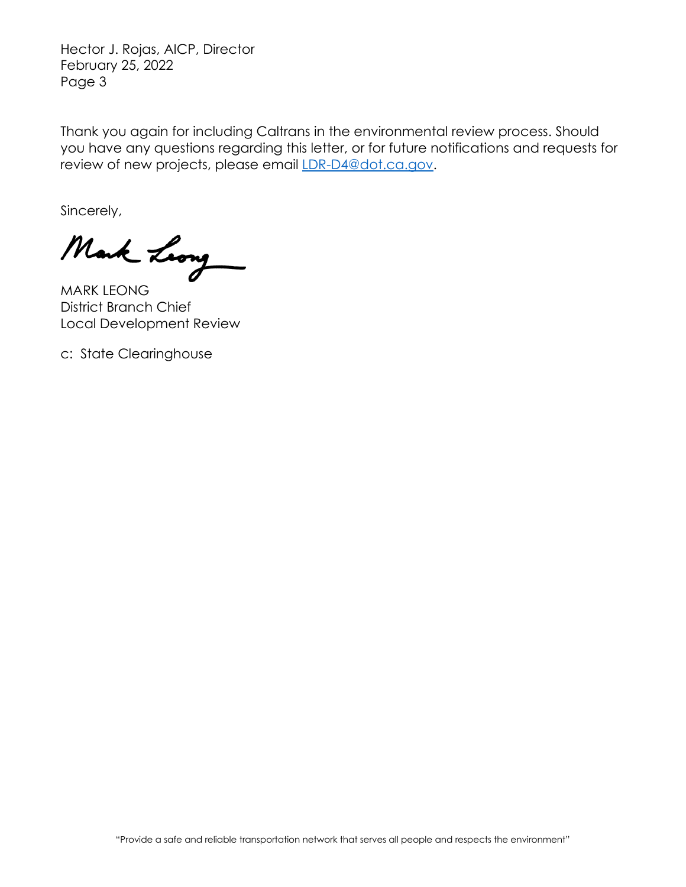Hector J. Rojas, AICP, Director
February 25, 2022
Page 3

Thank you again for including Caltrans in the environmental review process. Should you have any questions regarding this letter, or for future notifications and requests for review of new projects, please email LDR-D4@dot.ca.gov.

Sincerely,

Mark Leong

MARK LEONG
District Branch Chief
Local Development Review

c: State Clearinghouse

"Provide a safe and reliable transportation network that serves all people and respects the environment"